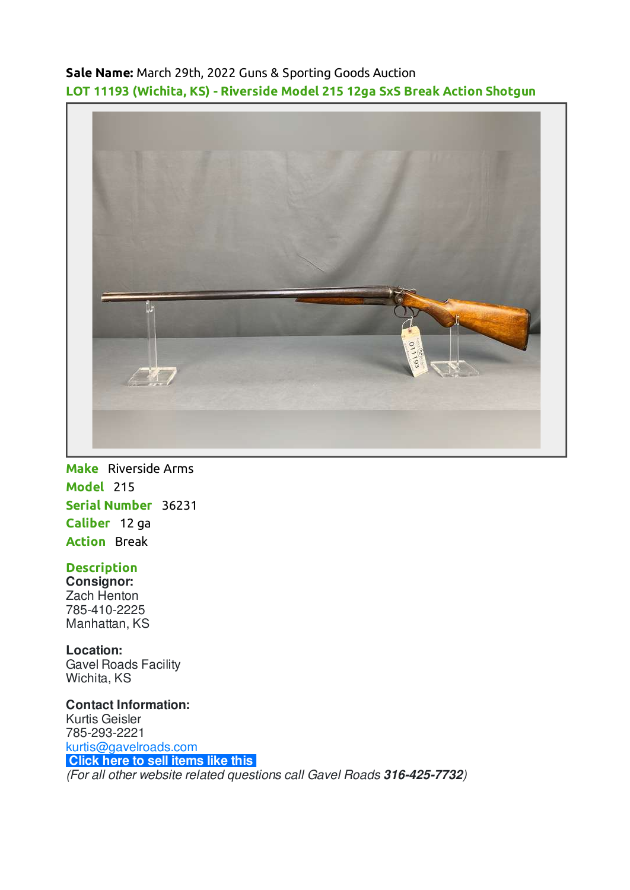**Sale Name:** March 29th, 2022 Guns & Sporting Goods Auction

**LOT 11193 (Wichita, KS) - Riverside Model 215 12ga SxS Break Action Shotgun**

**Make** Riverside Arms

**Model** 215

**Serial Number** 36231

**Caliber** 12 ga

**Action** Break

**Description**

**Consignor:**
Zach Henton
785-410-2225
Manhattan, KS

**Location:**
Gavel Roads Facility
Wichita, KS

**Contact Information:**
Kurtis Geisler
785-293-2221
kurtis@gavelroads.com
Click here to sell items like this
*(For all other website related questions call Gavel Roads **316-425-7732**)*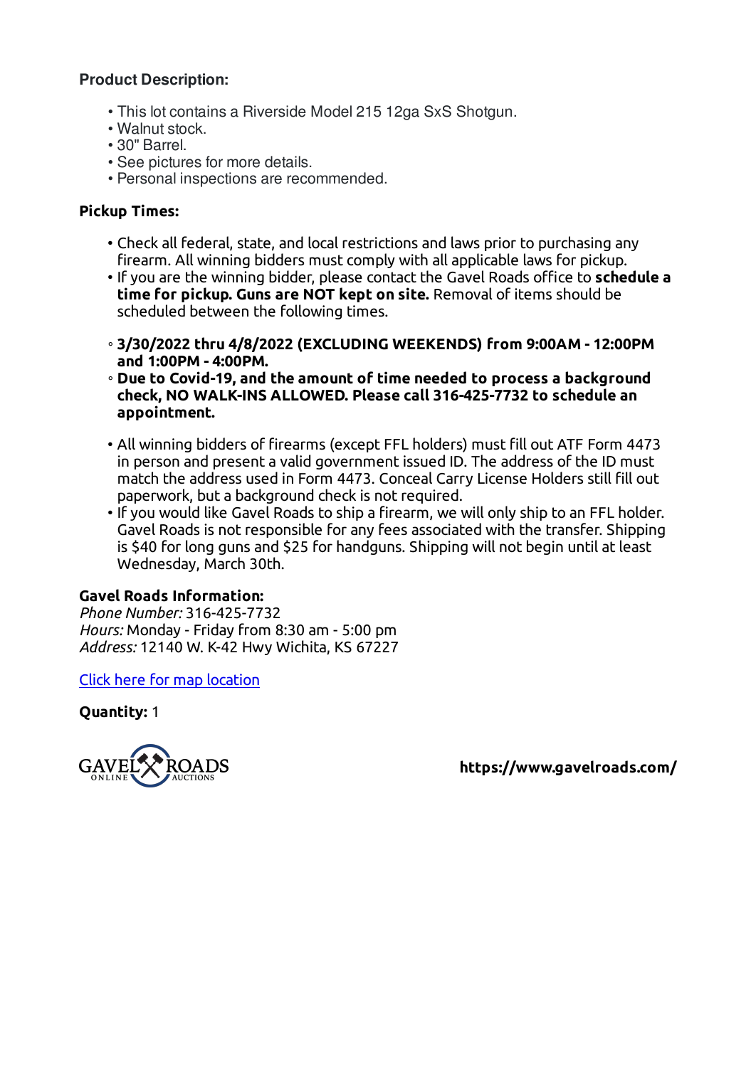**Product Description:**

- This lot contains a Riverside Model 215 12ga SxS Shotgun.
- Walnut stock.
- 30" Barrel.
- See pictures for more details.
- Personal inspections are recommended.

**Pickup Times:**

- Check all federal, state, and local restrictions and laws prior to purchasing any firearm. All winning bidders must comply with all applicable laws for pickup.
- If you are the winning bidder, please contact the Gavel Roads office to **schedule a time for pickup. Guns are NOT kept on site.** Removal of items should be scheduled between the following times.
  - **3/30/2022 thru 4/8/2022 (EXCLUDING WEEKENDS) from 9:00AM - 12:00PM and 1:00PM - 4:00PM.**
  - **Due to Covid-19, and the amount of time needed to process a background check, NO WALK-INS ALLOWED. Please call 316-425-7732 to schedule an appointment.**
- All winning bidders of firearms (except FFL holders) must fill out ATF Form 4473 in person and present a valid government issued ID. The address of the ID must match the address used in Form 4473. Conceal Carry License Holders still fill out paperwork, but a background check is not required.
- If you would like Gavel Roads to ship a firearm, we will only ship to an FFL holder. Gavel Roads is not responsible for any fees associated with the transfer. Shipping is $40 for long guns and $25 for handguns. Shipping will not begin until at least Wednesday, March 30th.

**Gavel Roads Information:**

*Phone Number:* 316-425-7732
*Hours:* Monday - Friday from 8:30 am - 5:00 pm
*Address:* 12140 W. K-42 Hwy Wichita, KS 67227

Click here for map location

**Quantity:** 1

GAVEL ROADS ONLINE AUCTIONS

**https://www.gavelroads.com/**